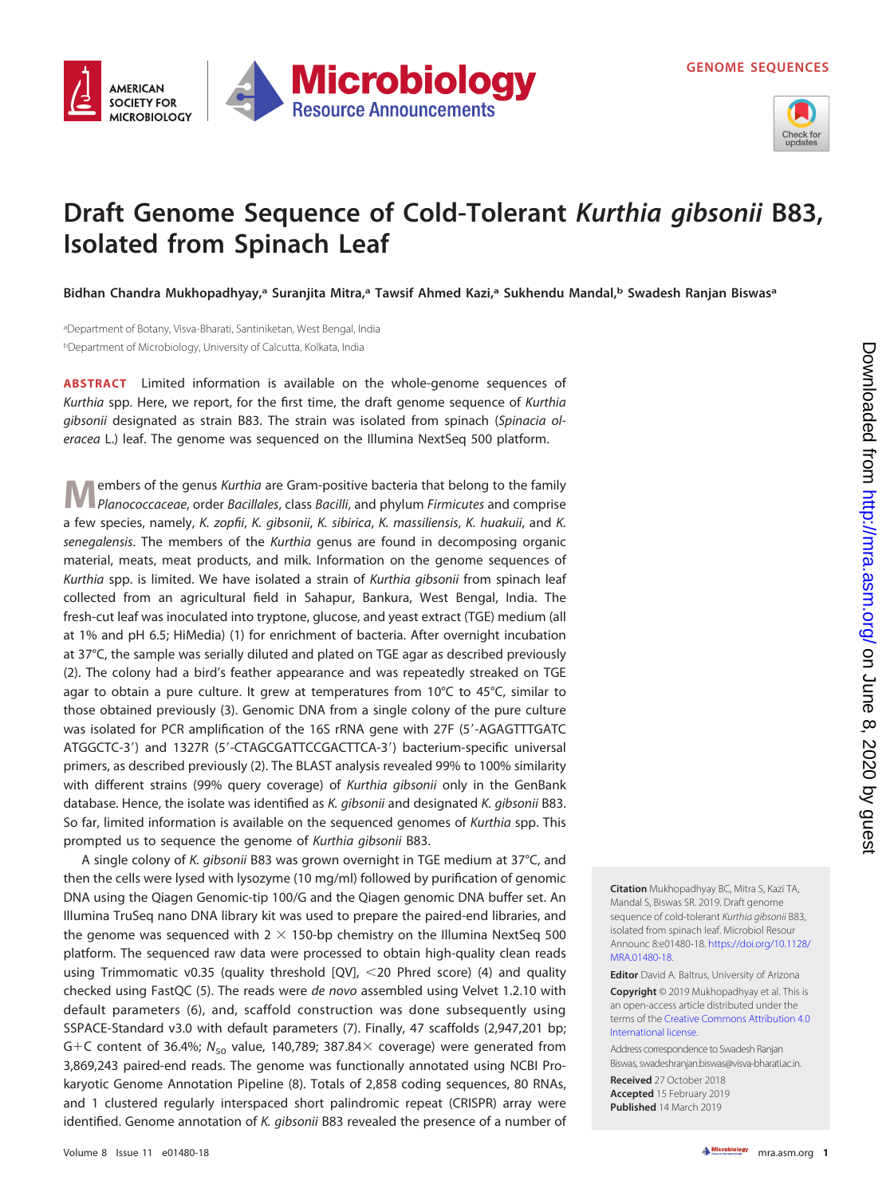GENOME SEQUENCES

# Draft Genome Sequence of Cold-Tolerant *Kurthia gibsonii* B83, Isolated from Spinach Leaf

**Bidhan Chandra Mukhopadhyay,[a] Suranjita Mitra,[a] Tawsif Ahmed Kazi,[a] Sukhendu Mandal,[b] Swadesh Ranjan Biswas[a]**

[a]Department of Botany, Visva-Bharati, Santiniketan, West Bengal, India
[b]Department of Microbiology, University of Calcutta, Kolkata, India

**ABSTRACT** Limited information is available on the whole-genome sequences of *Kurthia* spp. Here, we report, for the first time, the draft genome sequence of *Kurthia gibsonii* designated as strain B83. The strain was isolated from spinach (*Spinacia oleracea* L.) leaf. The genome was sequenced on the Illumina NextSeq 500 platform.

Members of the genus *Kurthia* are Gram-positive bacteria that belong to the family *Planococcaceae*, order *Bacillales*, class *Bacilli*, and phylum *Firmicutes* and comprise a few species, namely, *K. zopfii*, *K. gibsonii*, *K. sibirica*, *K. massiliensis*, *K. huakuii*, and *K. senegalensis*. The members of the *Kurthia* genus are found in decomposing organic material, meats, meat products, and milk. Information on the genome sequences of *Kurthia* spp. is limited. We have isolated a strain of *Kurthia gibsonii* from spinach leaf collected from an agricultural field in Sahapur, Bankura, West Bengal, India. The fresh-cut leaf was inoculated into tryptone, glucose, and yeast extract (TGE) medium (all at 1% and pH 6.5; HiMedia) (1) for enrichment of bacteria. After overnight incubation at 37°C, the sample was serially diluted and plated on TGE agar as described previously (2). The colony had a bird's feather appearance and was repeatedly streaked on TGE agar to obtain a pure culture. It grew at temperatures from 10°C to 45°C, similar to those obtained previously (3). Genomic DNA from a single colony of the pure culture was isolated for PCR amplification of the 16S rRNA gene with 27F (5′-AGAGTTTGATC ATGGCTC-3′) and 1327R (5′-CTAGCGATTCCGACTTCA-3′) bacterium-specific universal primers, as described previously (2). The BLAST analysis revealed 99% to 100% similarity with different strains (99% query coverage) of *Kurthia gibsonii* only in the GenBank database. Hence, the isolate was identified as *K. gibsonii* and designated *K. gibsonii* B83. So far, limited information is available on the sequenced genomes of *Kurthia* spp. This prompted us to sequence the genome of *Kurthia gibsonii* B83.

A single colony of *K. gibsonii* B83 was grown overnight in TGE medium at 37°C, and then the cells were lysed with lysozyme (10 mg/ml) followed by purification of genomic DNA using the Qiagen Genomic-tip 100/G and the Qiagen genomic DNA buffer set. An Illumina TruSeq nano DNA library kit was used to prepare the paired-end libraries, and the genome was sequenced with $2 \times 150$-bp chemistry on the Illumina NextSeq 500 platform. The sequenced raw data were processed to obtain high-quality clean reads using Trimmomatic v0.35 (quality threshold [QV], <20 Phred score) (4) and quality checked using FastQC (5). The reads were *de novo* assembled using Velvet 1.2.10 with default parameters (6), and, scaffold construction was done subsequently using SSPACE-Standard v3.0 with default parameters (7). Finally, 47 scaffolds (2,947,201 bp; G+C content of 36.4%; $N_{50}$ value, 140,789; 387.84× coverage) were generated from 3,869,243 paired-end reads. The genome was functionally annotated using NCBI Prokaryotic Genome Annotation Pipeline (8). Totals of 2,858 coding sequences, 80 RNAs, and 1 clustered regularly interspaced short palindromic repeat (CRISPR) array were identified. Genome annotation of *K. gibsonii* B83 revealed the presence of a number of

**Citation** Mukhopadhyay BC, Mitra S, Kazi TA, Mandal S, Biswas SR. 2019. Draft genome sequence of cold-tolerant *Kurthia gibsonii* B83, isolated from spinach leaf. Microbiol Resour Announc 8:e01480-18. https://doi.org/10.1128/MRA.01480-18.

**Editor** David A. Baltrus, University of Arizona

**Copyright** © 2019 Mukhopadhyay et al. This is an open-access article distributed under the terms of the Creative Commons Attribution 4.0 International license.

Address correspondence to Swadesh Ranjan Biswas, swadeshranjan.biswas@visva-bharati.ac.in.

**Received** 27 October 2018
**Accepted** 15 February 2019
**Published** 14 March 2019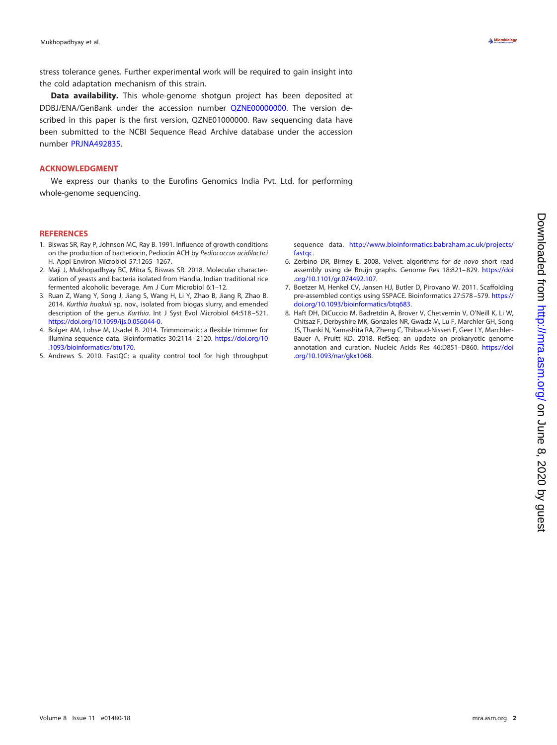stress tolerance genes. Further experimental work will be required to gain insight into the cold adaptation mechanism of this strain.

**Data availability.** This whole-genome shotgun project has been deposited at DDBJ/ENA/GenBank under the accession number QZNE00000000. The version described in this paper is the first version, QZNE01000000. Raw sequencing data have been submitted to the NCBI Sequence Read Archive database under the accession number PRJNA492835.

## ACKNOWLEDGMENT

We express our thanks to the Eurofins Genomics India Pvt. Ltd. for performing whole-genome sequencing.

## REFERENCES

1. Biswas SR, Ray P, Johnson MC, Ray B. 1991. Influence of growth conditions on the production of bacteriocin, Pediocin ACH by *Pediococcus acidilactici* H. Appl Environ Microbiol 57:1265–1267.
2. Maji J, Mukhopadhyay BC, Mitra S, Biswas SR. 2018. Molecular characterization of yeasts and bacteria isolated from Handia, Indian traditional rice fermented alcoholic beverage. Am J Curr Microbiol 6:1–12.
3. Ruan Z, Wang Y, Song J, Jiang S, Wang H, Li Y, Zhao B, Jiang R, Zhao B. 2014. *Kurthia huakuii* sp. nov., isolated from biogas slurry, and emended description of the genus *Kurthia*. Int J Syst Evol Microbiol 64:518–521. https://doi.org/10.1099/ijs.0.056044-0.
4. Bolger AM, Lohse M, Usadel B. 2014. Trimmomatic: a flexible trimmer for Illumina sequence data. Bioinformatics 30:2114–2120. https://doi.org/10.1093/bioinformatics/btu170.
5. Andrews S. 2010. FastQC: a quality control tool for high throughput sequence data. http://www.bioinformatics.babraham.ac.uk/projects/fastqc.
6. Zerbino DR, Birney E. 2008. Velvet: algorithms for *de novo* short read assembly using de Bruijn graphs. Genome Res 18:821–829. https://doi.org/10.1101/gr.074492.107.
7. Boetzer M, Henkel CV, Jansen HJ, Butler D, Pirovano W. 2011. Scaffolding pre-assembled contigs using SSPACE. Bioinformatics 27:578–579. https://doi.org/10.1093/bioinformatics/btq683.
8. Haft DH, DiCuccio M, Badretdin A, Brover V, Chetvernin V, O'Neill K, Li W, Chitsaz F, Derbyshire MK, Gonzales NR, Gwadz M, Lu F, Marchler GH, Song JS, Thanki N, Yamashita RA, Zheng C, Thibaud-Nissen F, Geer LY, Marchler-Bauer A, Pruitt KD. 2018. RefSeq: an update on prokaryotic genome annotation and curation. Nucleic Acids Res 46:D851–D860. https://doi.org/10.1093/nar/gkx1068.